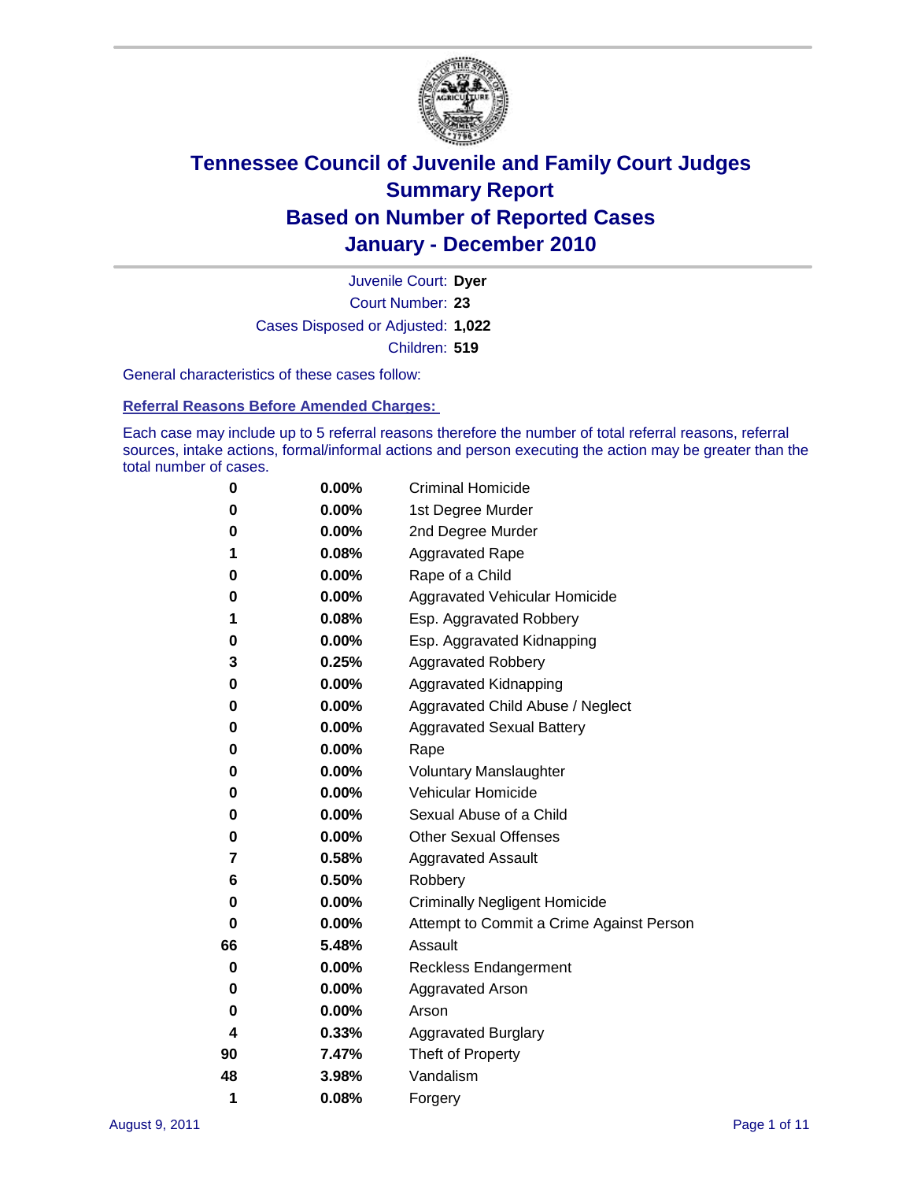# Tennessee Council of Juvenile and Family Court Judges
# Summary Report
# Based on Number of Reported Cases
# January - December 2010

Juvenile Court: **Dyer**

Court Number: **23**

Cases Disposed or Adjusted: **1,022**

Children: **519**

General characteristics of these cases follow:

**Referral Reasons Before Amended Charges:**

Each case may include up to 5 referral reasons therefore the number of total referral reasons, referral sources, intake actions, formal/informal actions and person executing the action may be greater than the total number of cases.

| | | |
|---|---|---|
| 0 | 0.00% | Criminal Homicide |
| 0 | 0.00% | 1st Degree Murder |
| 0 | 0.00% | 2nd Degree Murder |
| 1 | 0.08% | Aggravated Rape |
| 0 | 0.00% | Rape of a Child |
| 0 | 0.00% | Aggravated Vehicular Homicide |
| 1 | 0.08% | Esp. Aggravated Robbery |
| 0 | 0.00% | Esp. Aggravated Kidnapping |
| 3 | 0.25% | Aggravated Robbery |
| 0 | 0.00% | Aggravated Kidnapping |
| 0 | 0.00% | Aggravated Child Abuse / Neglect |
| 0 | 0.00% | Aggravated Sexual Battery |
| 0 | 0.00% | Rape |
| 0 | 0.00% | Voluntary Manslaughter |
| 0 | 0.00% | Vehicular Homicide |
| 0 | 0.00% | Sexual Abuse of a Child |
| 0 | 0.00% | Other Sexual Offenses |
| 7 | 0.58% | Aggravated Assault |
| 6 | 0.50% | Robbery |
| 0 | 0.00% | Criminally Negligent Homicide |
| 0 | 0.00% | Attempt to Commit a Crime Against Person |
| 66 | 5.48% | Assault |
| 0 | 0.00% | Reckless Endangerment |
| 0 | 0.00% | Aggravated Arson |
| 0 | 0.00% | Arson |
| 4 | 0.33% | Aggravated Burglary |
| 90 | 7.47% | Theft of Property |
| 48 | 3.98% | Vandalism |
| 1 | 0.08% | Forgery |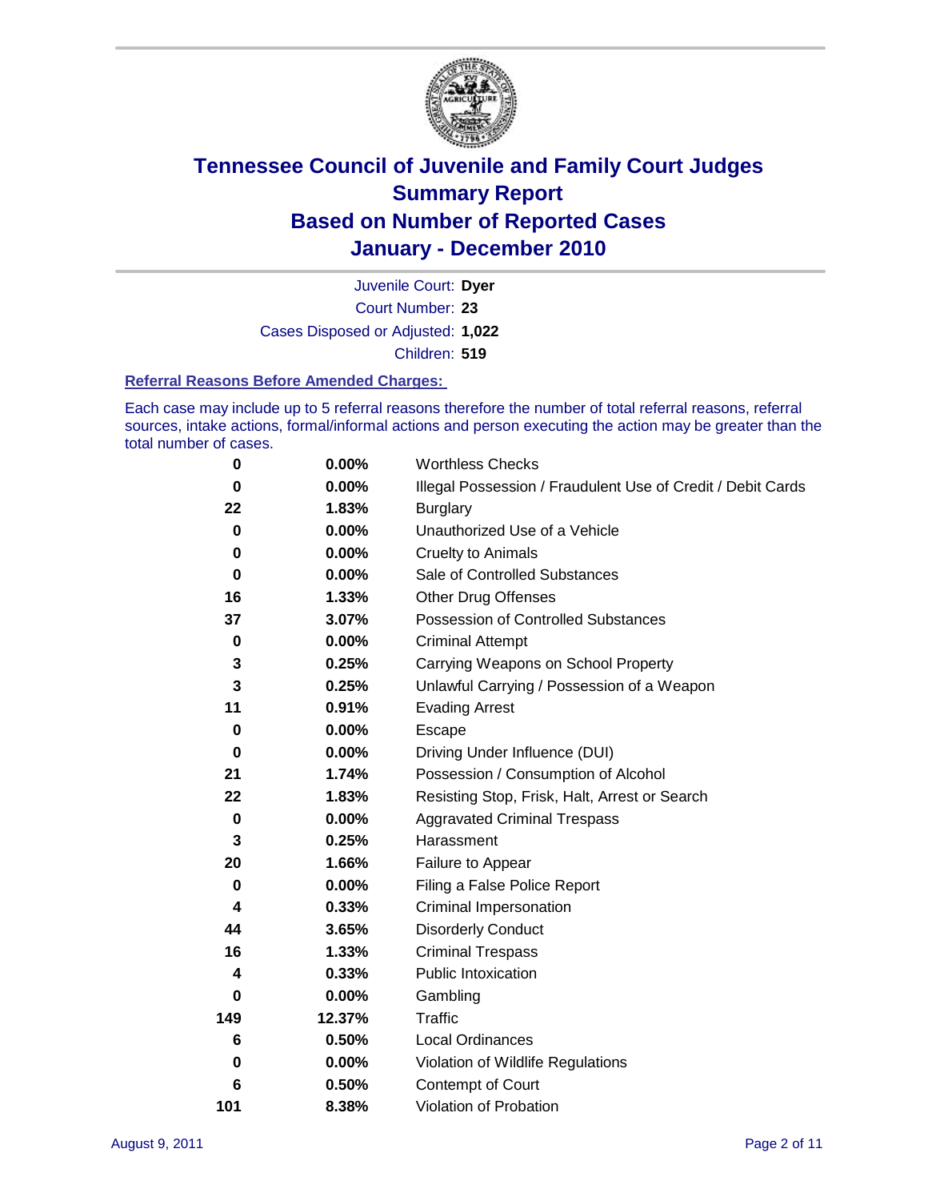# Tennessee Council of Juvenile and Family Court Judges
# Summary Report
# Based on Number of Reported Cases
# January - December 2010

Juvenile Court: **Dyer**
Court Number: **23**
Cases Disposed or Adjusted: **1,022**
Children: **519**

### Referral Reasons Before Amended Charges:

Each case may include up to 5 referral reasons therefore the number of total referral reasons, referral sources, intake actions, formal/informal actions and person executing the action may be greater than the total number of cases.

| | | |
|---|---|---|
| 0 | 0.00% | Worthless Checks |
| 0 | 0.00% | Illegal Possession / Fraudulent Use of Credit / Debit Cards |
| 22 | 1.83% | Burglary |
| 0 | 0.00% | Unauthorized Use of a Vehicle |
| 0 | 0.00% | Cruelty to Animals |
| 0 | 0.00% | Sale of Controlled Substances |
| 16 | 1.33% | Other Drug Offenses |
| 37 | 3.07% | Possession of Controlled Substances |
| 0 | 0.00% | Criminal Attempt |
| 3 | 0.25% | Carrying Weapons on School Property |
| 3 | 0.25% | Unlawful Carrying / Possession of a Weapon |
| 11 | 0.91% | Evading Arrest |
| 0 | 0.00% | Escape |
| 0 | 0.00% | Driving Under Influence (DUI) |
| 21 | 1.74% | Possession / Consumption of Alcohol |
| 22 | 1.83% | Resisting Stop, Frisk, Halt, Arrest or Search |
| 0 | 0.00% | Aggravated Criminal Trespass |
| 3 | 0.25% | Harassment |
| 20 | 1.66% | Failure to Appear |
| 0 | 0.00% | Filing a False Police Report |
| 4 | 0.33% | Criminal Impersonation |
| 44 | 3.65% | Disorderly Conduct |
| 16 | 1.33% | Criminal Trespass |
| 4 | 0.33% | Public Intoxication |
| 0 | 0.00% | Gambling |
| 149 | 12.37% | Traffic |
| 6 | 0.50% | Local Ordinances |
| 0 | 0.00% | Violation of Wildlife Regulations |
| 6 | 0.50% | Contempt of Court |
| 101 | 8.38% | Violation of Probation |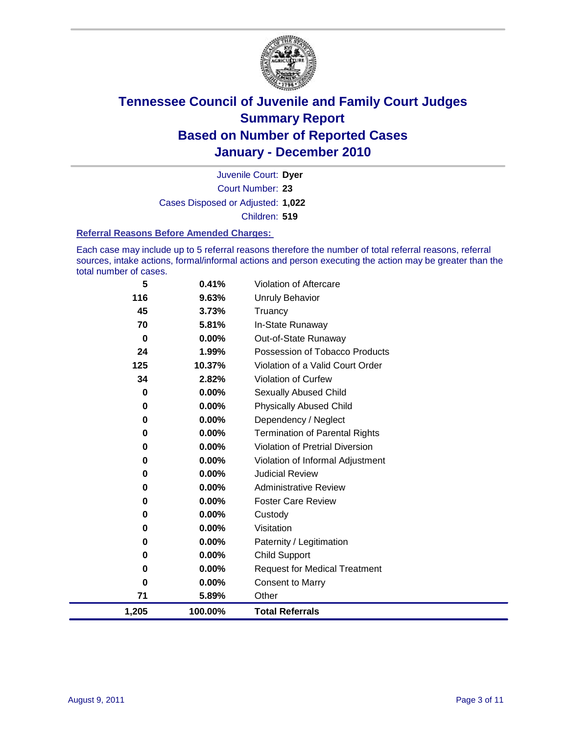# Tennessee Council of Juvenile and Family Court Judges
## Summary Report
## Based on Number of Reported Cases
## January - December 2010

Juvenile Court: **Dyer**

Court Number: **23**

Cases Disposed or Adjusted: **1,022**

Children: **519**

### Referral Reasons Before Amended Charges:

Each case may include up to 5 referral reasons therefore the number of total referral reasons, referral sources, intake actions, formal/informal actions and person executing the action may be greater than the total number of cases.

| Count | Percent | Referral Reason |
|---|---|---|
| 5 | 0.41% | Violation of Aftercare |
| 116 | 9.63% | Unruly Behavior |
| 45 | 3.73% | Truancy |
| 70 | 5.81% | In-State Runaway |
| 0 | 0.00% | Out-of-State Runaway |
| 24 | 1.99% | Possession of Tobacco Products |
| 125 | 10.37% | Violation of a Valid Court Order |
| 34 | 2.82% | Violation of Curfew |
| 0 | 0.00% | Sexually Abused Child |
| 0 | 0.00% | Physically Abused Child |
| 0 | 0.00% | Dependency / Neglect |
| 0 | 0.00% | Termination of Parental Rights |
| 0 | 0.00% | Violation of Pretrial Diversion |
| 0 | 0.00% | Violation of Informal Adjustment |
| 0 | 0.00% | Judicial Review |
| 0 | 0.00% | Administrative Review |
| 0 | 0.00% | Foster Care Review |
| 0 | 0.00% | Custody |
| 0 | 0.00% | Visitation |
| 0 | 0.00% | Paternity / Legitimation |
| 0 | 0.00% | Child Support |
| 0 | 0.00% | Request for Medical Treatment |
| 0 | 0.00% | Consent to Marry |
| 71 | 5.89% | Other |
| **1,205** | **100.00%** | **Total Referrals** |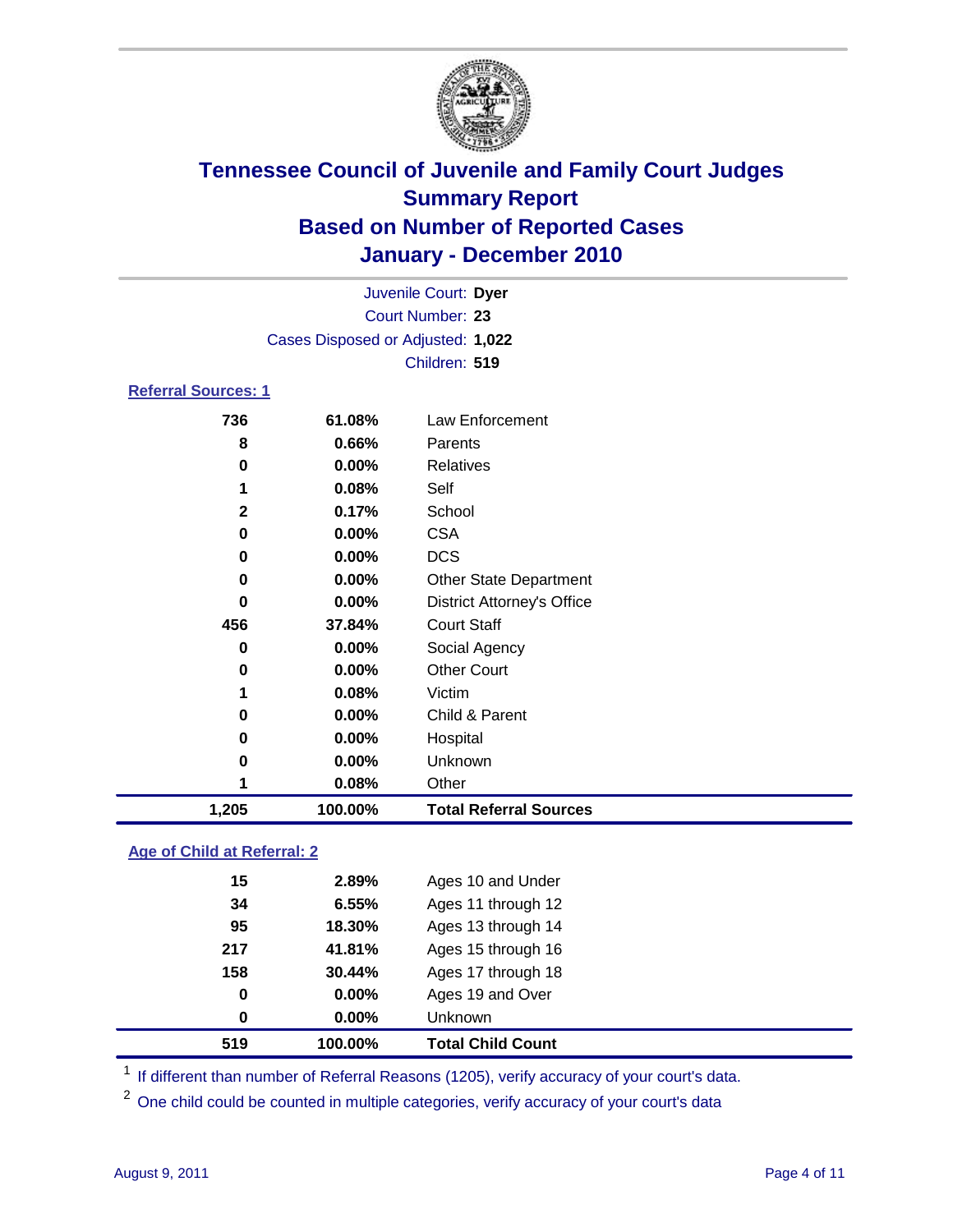# Tennessee Council of Juvenile and Family Court Judges
## Summary Report
## Based on Number of Reported Cases
## January - December 2010

Juvenile Court: **Dyer**
Court Number: **23**
Cases Disposed or Adjusted: **1,022**
Children: **519**

### Referral Sources: 1

| Count | Percent | Source |
|---|---|---|
| 736 | 61.08% | Law Enforcement |
| 8 | 0.66% | Parents |
| 0 | 0.00% | Relatives |
| 1 | 0.08% | Self |
| 2 | 0.17% | School |
| 0 | 0.00% | CSA |
| 0 | 0.00% | DCS |
| 0 | 0.00% | Other State Department |
| 0 | 0.00% | District Attorney's Office |
| 456 | 37.84% | Court Staff |
| 0 | 0.00% | Social Agency |
| 0 | 0.00% | Other Court |
| 1 | 0.08% | Victim |
| 0 | 0.00% | Child & Parent |
| 0 | 0.00% | Hospital |
| 0 | 0.00% | Unknown |
| 1 | 0.08% | Other |
| **1,205** | **100.00%** | **Total Referral Sources** |

### Age of Child at Referral: 2

| Count | Percent | Age |
|---|---|---|
| 15 | 2.89% | Ages 10 and Under |
| 34 | 6.55% | Ages 11 through 12 |
| 95 | 18.30% | Ages 13 through 14 |
| 217 | 41.81% | Ages 15 through 16 |
| 158 | 30.44% | Ages 17 through 18 |
| 0 | 0.00% | Ages 19 and Over |
| 0 | 0.00% | Unknown |
| **519** | **100.00%** | **Total Child Count** |

[1] If different than number of Referral Reasons (1205), verify accuracy of your court's data.

[2] One child could be counted in multiple categories, verify accuracy of your court's data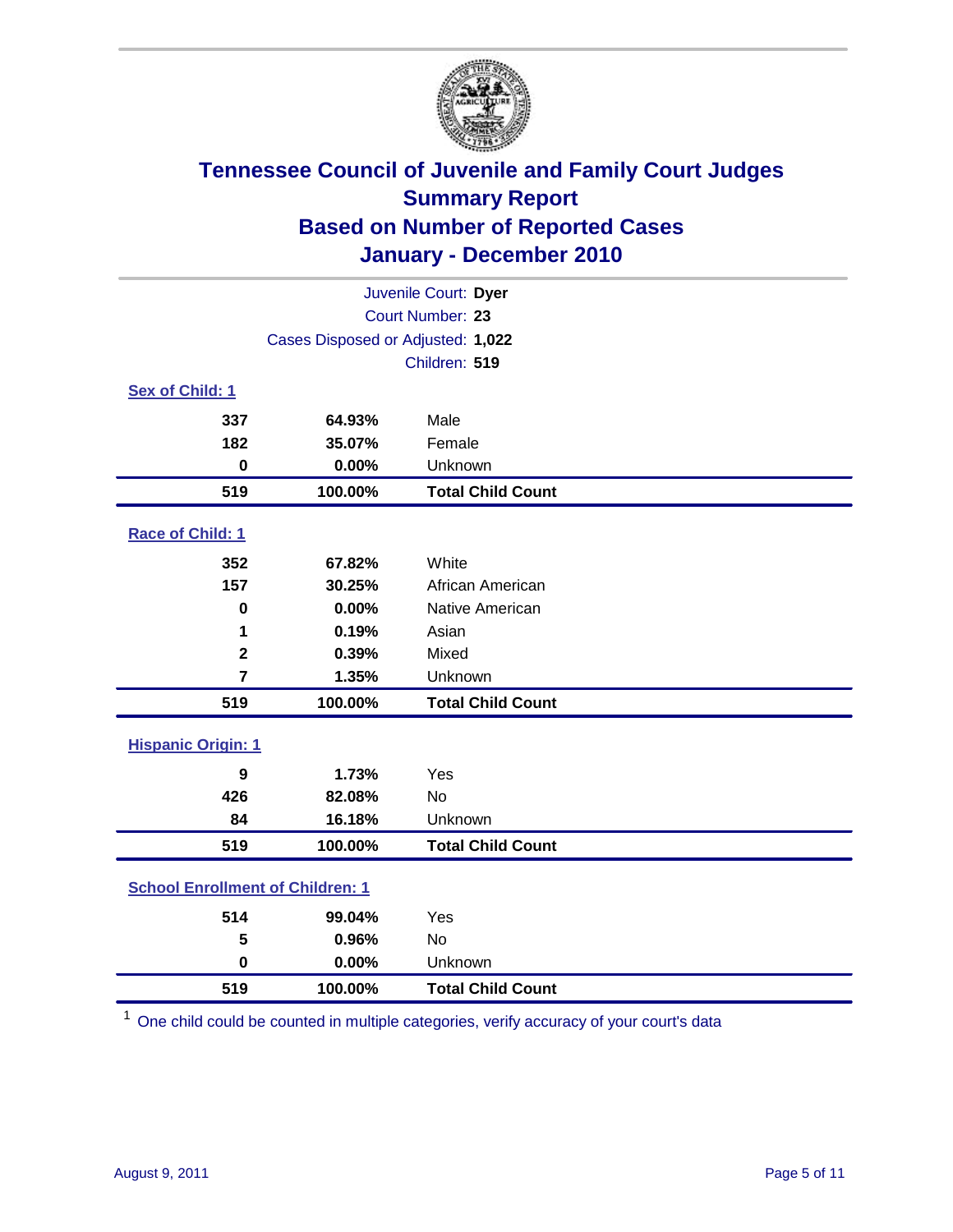# Tennessee Council of Juvenile and Family Court Judges
## Summary Report
## Based on Number of Reported Cases
## January - December 2010

Juvenile Court: **Dyer**
Court Number: **23**
Cases Disposed or Adjusted: **1,022**
Children: **519**

### Sex of Child: 1

| Count | Percent | Category |
|---|---|---|
| 337 | 64.93% | Male |
| 182 | 35.07% | Female |
| 0 | 0.00% | Unknown |
| **519** | **100.00%** | **Total Child Count** |

### Race of Child: 1

| Count | Percent | Category |
|---|---|---|
| 352 | 67.82% | White |
| 157 | 30.25% | African American |
| 0 | 0.00% | Native American |
| 1 | 0.19% | Asian |
| 2 | 0.39% | Mixed |
| 7 | 1.35% | Unknown |
| **519** | **100.00%** | **Total Child Count** |

### Hispanic Origin: 1

| Count | Percent | Category |
|---|---|---|
| 9 | 1.73% | Yes |
| 426 | 82.08% | No |
| 84 | 16.18% | Unknown |
| **519** | **100.00%** | **Total Child Count** |

### School Enrollment of Children: 1

| Count | Percent | Category |
|---|---|---|
| 514 | 99.04% | Yes |
| 5 | 0.96% | No |
| 0 | 0.00% | Unknown |
| **519** | **100.00%** | **Total Child Count** |

[1] One child could be counted in multiple categories, verify accuracy of your court's data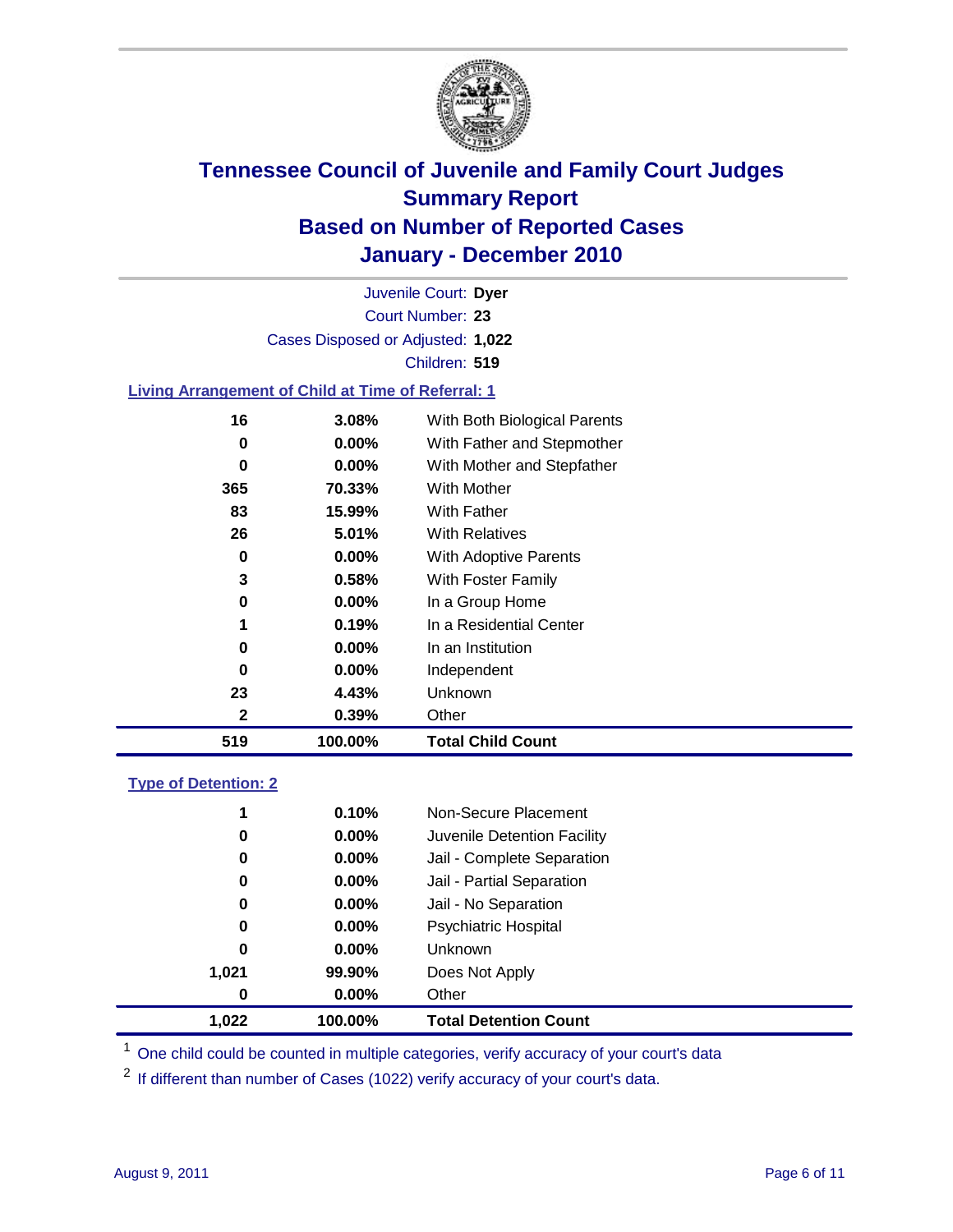# Tennessee Council of Juvenile and Family Court Judges
## Summary Report
## Based on Number of Reported Cases
## January - December 2010

Juvenile Court: **Dyer**
Court Number: **23**
Cases Disposed or Adjusted: **1,022**
Children: **519**

### Living Arrangement of Child at Time of Referral: 1

| Count | Percent | Category |
|---|---|---|
| 16 | 3.08% | With Both Biological Parents |
| 0 | 0.00% | With Father and Stepmother |
| 0 | 0.00% | With Mother and Stepfather |
| 365 | 70.33% | With Mother |
| 83 | 15.99% | With Father |
| 26 | 5.01% | With Relatives |
| 0 | 0.00% | With Adoptive Parents |
| 3 | 0.58% | With Foster Family |
| 0 | 0.00% | In a Group Home |
| 1 | 0.19% | In a Residential Center |
| 0 | 0.00% | In an Institution |
| 0 | 0.00% | Independent |
| 23 | 4.43% | Unknown |
| 2 | 0.39% | Other |
| **519** | **100.00%** | **Total Child Count** |

### Type of Detention: 2

| Count | Percent | Category |
|---|---|---|
| 1 | 0.10% | Non-Secure Placement |
| 0 | 0.00% | Juvenile Detention Facility |
| 0 | 0.00% | Jail - Complete Separation |
| 0 | 0.00% | Jail - Partial Separation |
| 0 | 0.00% | Jail - No Separation |
| 0 | 0.00% | Psychiatric Hospital |
| 0 | 0.00% | Unknown |
| 1,021 | 99.90% | Does Not Apply |
| 0 | 0.00% | Other |
| **1,022** | **100.00%** | **Total Detention Count** |

[1] One child could be counted in multiple categories, verify accuracy of your court's data

[2] If different than number of Cases (1022) verify accuracy of your court's data.

August 9, 2011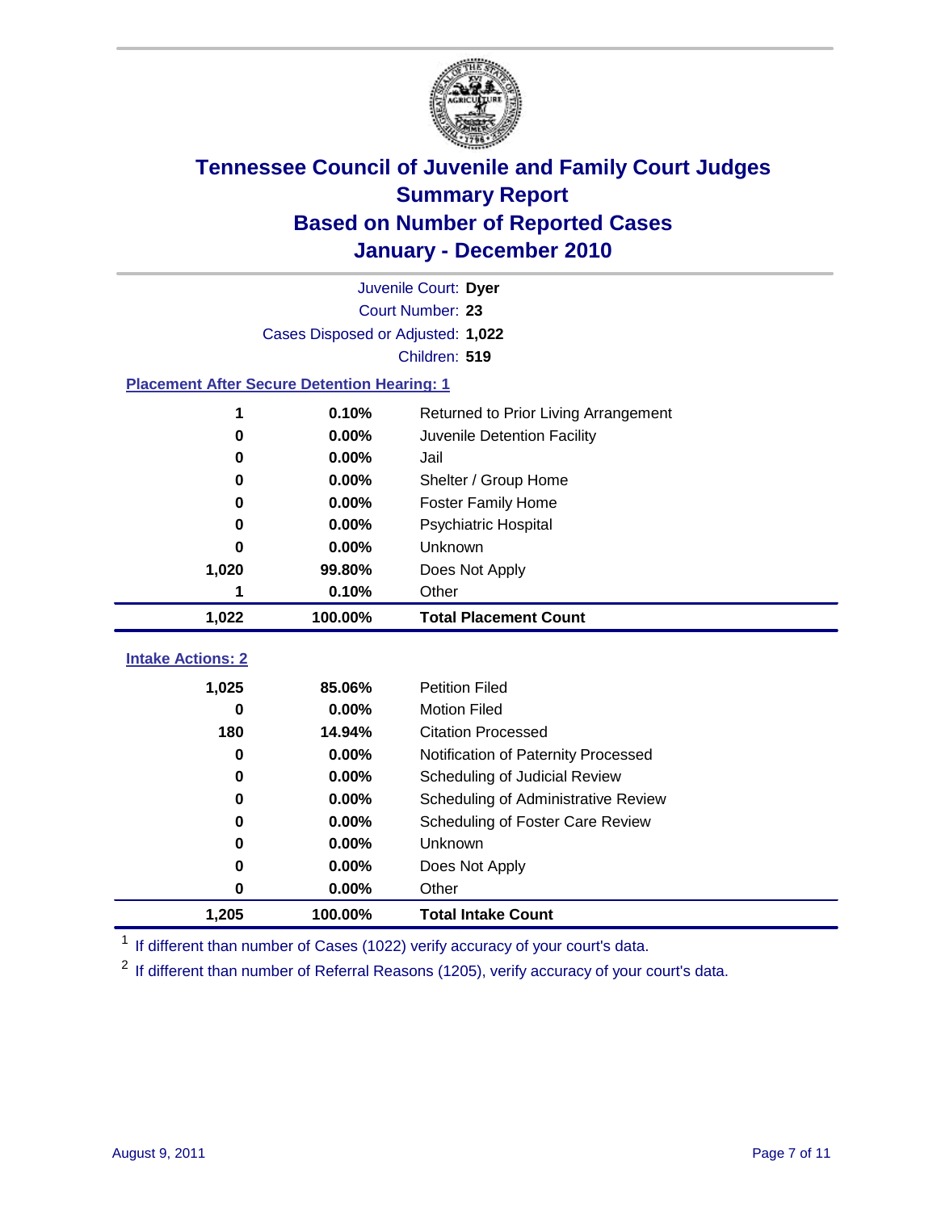# Tennessee Council of Juvenile and Family Court Judges
## Summary Report
## Based on Number of Reported Cases
## January - December 2010

Juvenile Court: **Dyer**
Court Number: **23**
Cases Disposed or Adjusted: **1,022**
Children: **519**

### Placement After Secure Detention Hearing: 1

| | | |
|---|---|---|
| 1 | 0.10% | Returned to Prior Living Arrangement |
| 0 | 0.00% | Juvenile Detention Facility |
| 0 | 0.00% | Jail |
| 0 | 0.00% | Shelter / Group Home |
| 0 | 0.00% | Foster Family Home |
| 0 | 0.00% | Psychiatric Hospital |
| 0 | 0.00% | Unknown |
| 1,020 | 99.80% | Does Not Apply |
| 1 | 0.10% | Other |
| **1,022** | **100.00%** | **Total Placement Count** |

### Intake Actions: 2

| | | |
|---|---|---|
| 1,025 | 85.06% | Petition Filed |
| 0 | 0.00% | Motion Filed |
| 180 | 14.94% | Citation Processed |
| 0 | 0.00% | Notification of Paternity Processed |
| 0 | 0.00% | Scheduling of Judicial Review |
| 0 | 0.00% | Scheduling of Administrative Review |
| 0 | 0.00% | Scheduling of Foster Care Review |
| 0 | 0.00% | Unknown |
| 0 | 0.00% | Does Not Apply |
| 0 | 0.00% | Other |
| **1,205** | **100.00%** | **Total Intake Count** |

[1] If different than number of Cases (1022) verify accuracy of your court's data.

[2] If different than number of Referral Reasons (1205), verify accuracy of your court's data.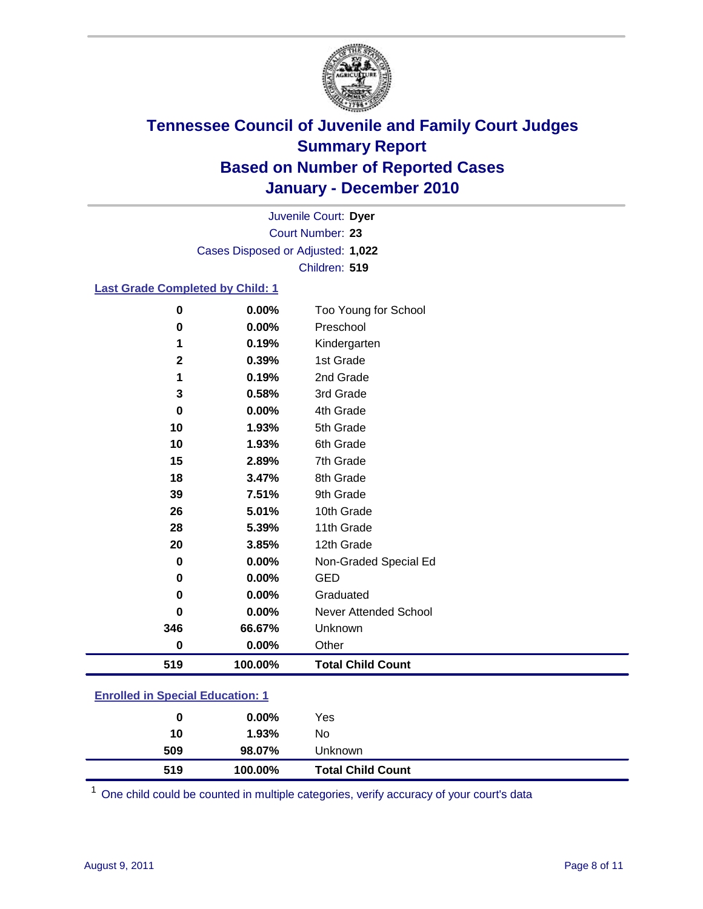# Tennessee Council of Juvenile and Family Court Judges
## Summary Report
## Based on Number of Reported Cases
## January - December 2010

Juvenile Court: **Dyer**
Court Number: **23**
Cases Disposed or Adjusted: **1,022**
Children: **519**

### Last Grade Completed by Child: 1

| Count | Percent | Category |
|---|---|---|
| 0 | 0.00% | Too Young for School |
| 0 | 0.00% | Preschool |
| 1 | 0.19% | Kindergarten |
| 2 | 0.39% | 1st Grade |
| 1 | 0.19% | 2nd Grade |
| 3 | 0.58% | 3rd Grade |
| 0 | 0.00% | 4th Grade |
| 10 | 1.93% | 5th Grade |
| 10 | 1.93% | 6th Grade |
| 15 | 2.89% | 7th Grade |
| 18 | 3.47% | 8th Grade |
| 39 | 7.51% | 9th Grade |
| 26 | 5.01% | 10th Grade |
| 28 | 5.39% | 11th Grade |
| 20 | 3.85% | 12th Grade |
| 0 | 0.00% | Non-Graded Special Ed |
| 0 | 0.00% | GED |
| 0 | 0.00% | Graduated |
| 0 | 0.00% | Never Attended School |
| 346 | 66.67% | Unknown |
| 0 | 0.00% | Other |
| **519** | **100.00%** | **Total Child Count** |

### Enrolled in Special Education: 1

| Count | Percent | Category |
|---|---|---|
| 0 | 0.00% | Yes |
| 10 | 1.93% | No |
| 509 | 98.07% | Unknown |
| **519** | **100.00%** | **Total Child Count** |

[1] One child could be counted in multiple categories, verify accuracy of your court's data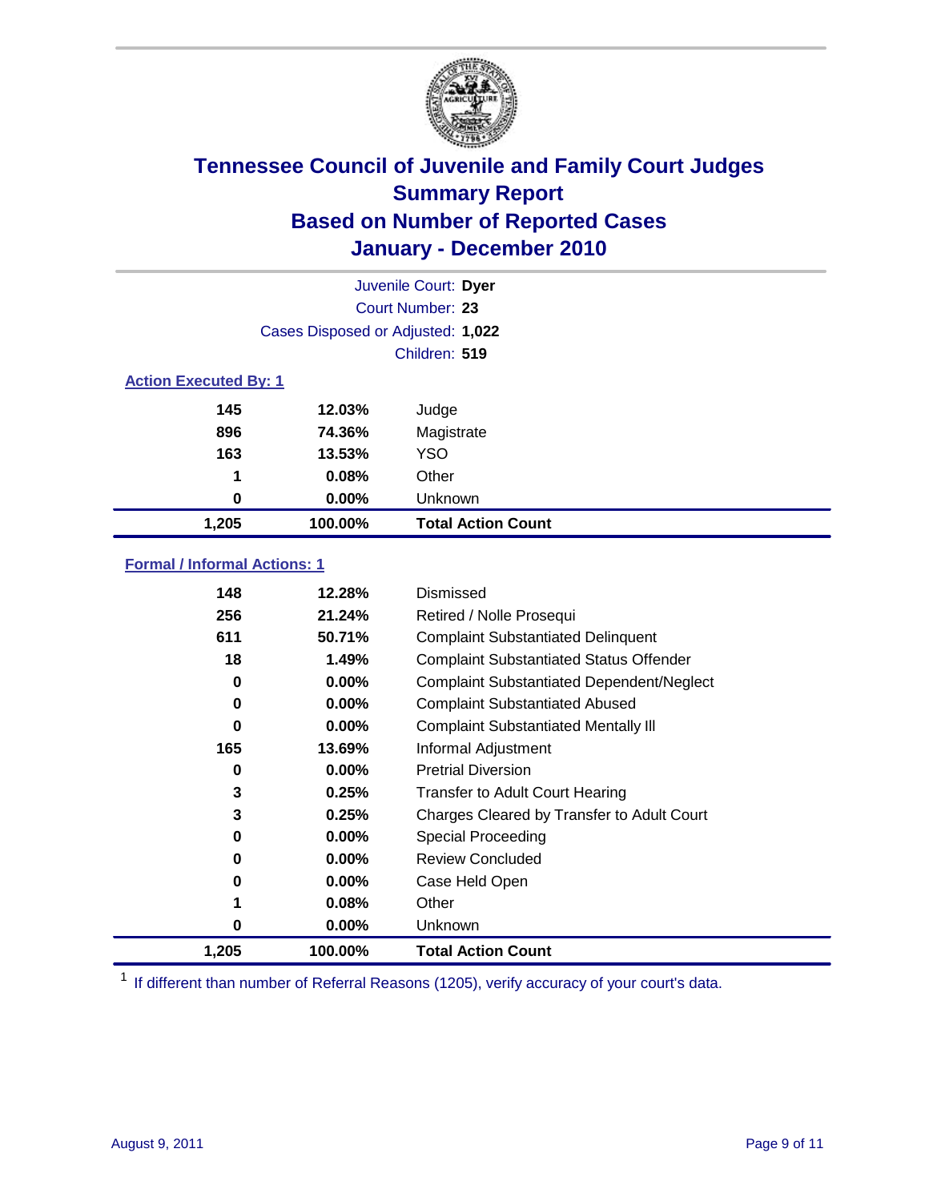# Tennessee Council of Juvenile and Family Court Judges
## Summary Report
## Based on Number of Reported Cases
## January - December 2010

Juvenile Court: **Dyer**
Court Number: **23**
Cases Disposed or Adjusted: **1,022**
Children: **519**

### Action Executed By: 1

| Count | Percent | Action |
|---|---|---|
| 145 | 12.03% | Judge |
| 896 | 74.36% | Magistrate |
| 163 | 13.53% | YSO |
| 1 | 0.08% | Other |
| 0 | 0.00% | Unknown |
| **1,205** | **100.00%** | **Total Action Count** |

### Formal / Informal Actions: 1

| Count | Percent | Action |
|---|---|---|
| 148 | 12.28% | Dismissed |
| 256 | 21.24% | Retired / Nolle Prosequi |
| 611 | 50.71% | Complaint Substantiated Delinquent |
| 18 | 1.49% | Complaint Substantiated Status Offender |
| 0 | 0.00% | Complaint Substantiated Dependent/Neglect |
| 0 | 0.00% | Complaint Substantiated Abused |
| 0 | 0.00% | Complaint Substantiated Mentally Ill |
| 165 | 13.69% | Informal Adjustment |
| 0 | 0.00% | Pretrial Diversion |
| 3 | 0.25% | Transfer to Adult Court Hearing |
| 3 | 0.25% | Charges Cleared by Transfer to Adult Court |
| 0 | 0.00% | Special Proceeding |
| 0 | 0.00% | Review Concluded |
| 0 | 0.00% | Case Held Open |
| 1 | 0.08% | Other |
| 0 | 0.00% | Unknown |
| **1,205** | **100.00%** | **Total Action Count** |

[1] If different than number of Referral Reasons (1205), verify accuracy of your court's data.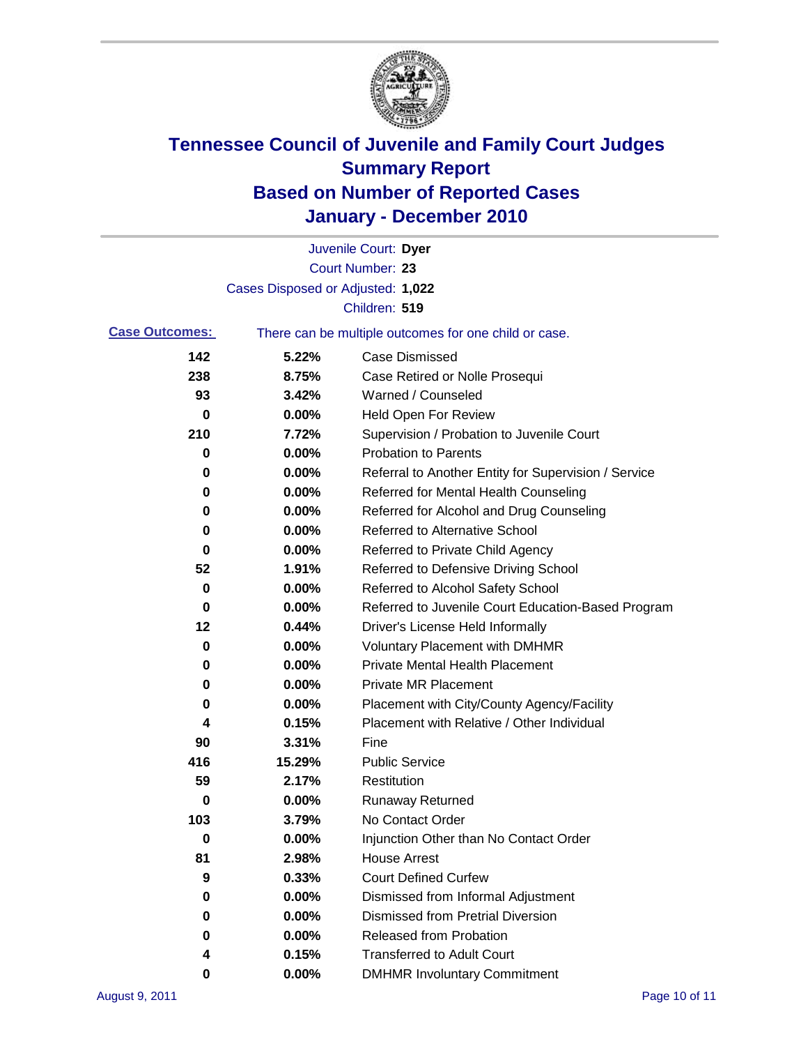# Tennessee Council of Juvenile and Family Court Judges
## Summary Report
## Based on Number of Reported Cases
## January - December 2010

Juvenile Court: **Dyer**
Court Number: **23**
Cases Disposed or Adjusted: **1,022**
Children: **519**

**Case Outcomes:** There can be multiple outcomes for one child or case.

| Count | Percent | Outcome |
|---|---|---|
| 142 | 5.22% | Case Dismissed |
| 238 | 8.75% | Case Retired or Nolle Prosequi |
| 93 | 3.42% | Warned / Counseled |
| 0 | 0.00% | Held Open For Review |
| 210 | 7.72% | Supervision / Probation to Juvenile Court |
| 0 | 0.00% | Probation to Parents |
| 0 | 0.00% | Referral to Another Entity for Supervision / Service |
| 0 | 0.00% | Referred for Mental Health Counseling |
| 0 | 0.00% | Referred for Alcohol and Drug Counseling |
| 0 | 0.00% | Referred to Alternative School |
| 0 | 0.00% | Referred to Private Child Agency |
| 52 | 1.91% | Referred to Defensive Driving School |
| 0 | 0.00% | Referred to Alcohol Safety School |
| 0 | 0.00% | Referred to Juvenile Court Education-Based Program |
| 12 | 0.44% | Driver's License Held Informally |
| 0 | 0.00% | Voluntary Placement with DMHMR |
| 0 | 0.00% | Private Mental Health Placement |
| 0 | 0.00% | Private MR Placement |
| 0 | 0.00% | Placement with City/County Agency/Facility |
| 4 | 0.15% | Placement with Relative / Other Individual |
| 90 | 3.31% | Fine |
| 416 | 15.29% | Public Service |
| 59 | 2.17% | Restitution |
| 0 | 0.00% | Runaway Returned |
| 103 | 3.79% | No Contact Order |
| 0 | 0.00% | Injunction Other than No Contact Order |
| 81 | 2.98% | House Arrest |
| 9 | 0.33% | Court Defined Curfew |
| 0 | 0.00% | Dismissed from Informal Adjustment |
| 0 | 0.00% | Dismissed from Pretrial Diversion |
| 0 | 0.00% | Released from Probation |
| 4 | 0.15% | Transferred to Adult Court |
| 0 | 0.00% | DMHMR Involuntary Commitment |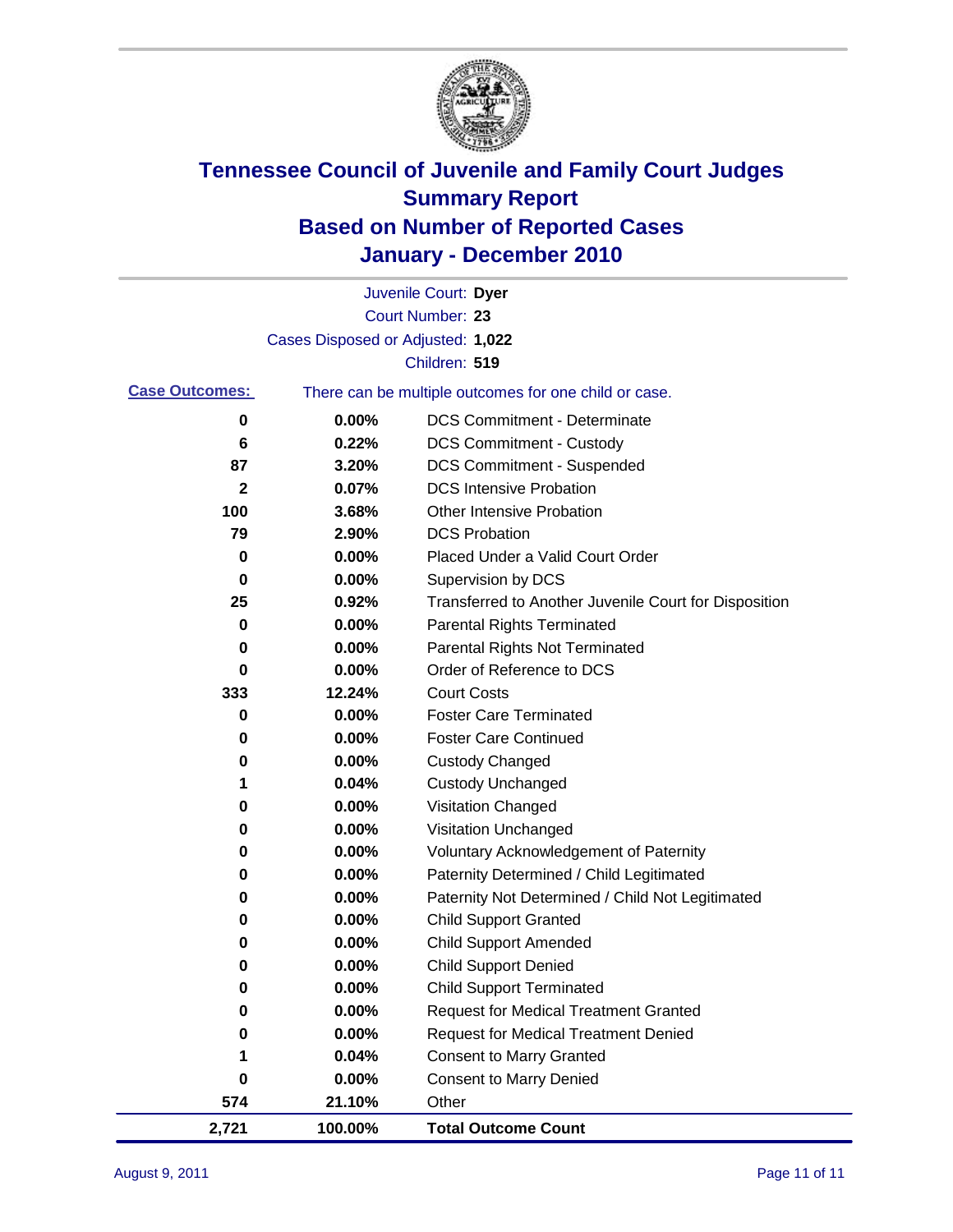# Tennessee Council of Juvenile and Family Court Judges
## Summary Report
## Based on Number of Reported Cases
## January - December 2010

Juvenile Court: **Dyer**
Court Number: **23**
Cases Disposed or Adjusted: **1,022**
Children: **519**

**Case Outcomes:** There can be multiple outcomes for one child or case.

| | | |
|---|---|---|
| 0 | 0.00% | DCS Commitment - Determinate |
| 6 | 0.22% | DCS Commitment - Custody |
| 87 | 3.20% | DCS Commitment - Suspended |
| 2 | 0.07% | DCS Intensive Probation |
| 100 | 3.68% | Other Intensive Probation |
| 79 | 2.90% | DCS Probation |
| 0 | 0.00% | Placed Under a Valid Court Order |
| 0 | 0.00% | Supervision by DCS |
| 25 | 0.92% | Transferred to Another Juvenile Court for Disposition |
| 0 | 0.00% | Parental Rights Terminated |
| 0 | 0.00% | Parental Rights Not Terminated |
| 0 | 0.00% | Order of Reference to DCS |
| 333 | 12.24% | Court Costs |
| 0 | 0.00% | Foster Care Terminated |
| 0 | 0.00% | Foster Care Continued |
| 0 | 0.00% | Custody Changed |
| 1 | 0.04% | Custody Unchanged |
| 0 | 0.00% | Visitation Changed |
| 0 | 0.00% | Visitation Unchanged |
| 0 | 0.00% | Voluntary Acknowledgement of Paternity |
| 0 | 0.00% | Paternity Determined / Child Legitimated |
| 0 | 0.00% | Paternity Not Determined / Child Not Legitimated |
| 0 | 0.00% | Child Support Granted |
| 0 | 0.00% | Child Support Amended |
| 0 | 0.00% | Child Support Denied |
| 0 | 0.00% | Child Support Terminated |
| 0 | 0.00% | Request for Medical Treatment Granted |
| 0 | 0.00% | Request for Medical Treatment Denied |
| 1 | 0.04% | Consent to Marry Granted |
| 0 | 0.00% | Consent to Marry Denied |
| 574 | 21.10% | Other |
| **2,721** | **100.00%** | **Total Outcome Count** |

August 9, 2011